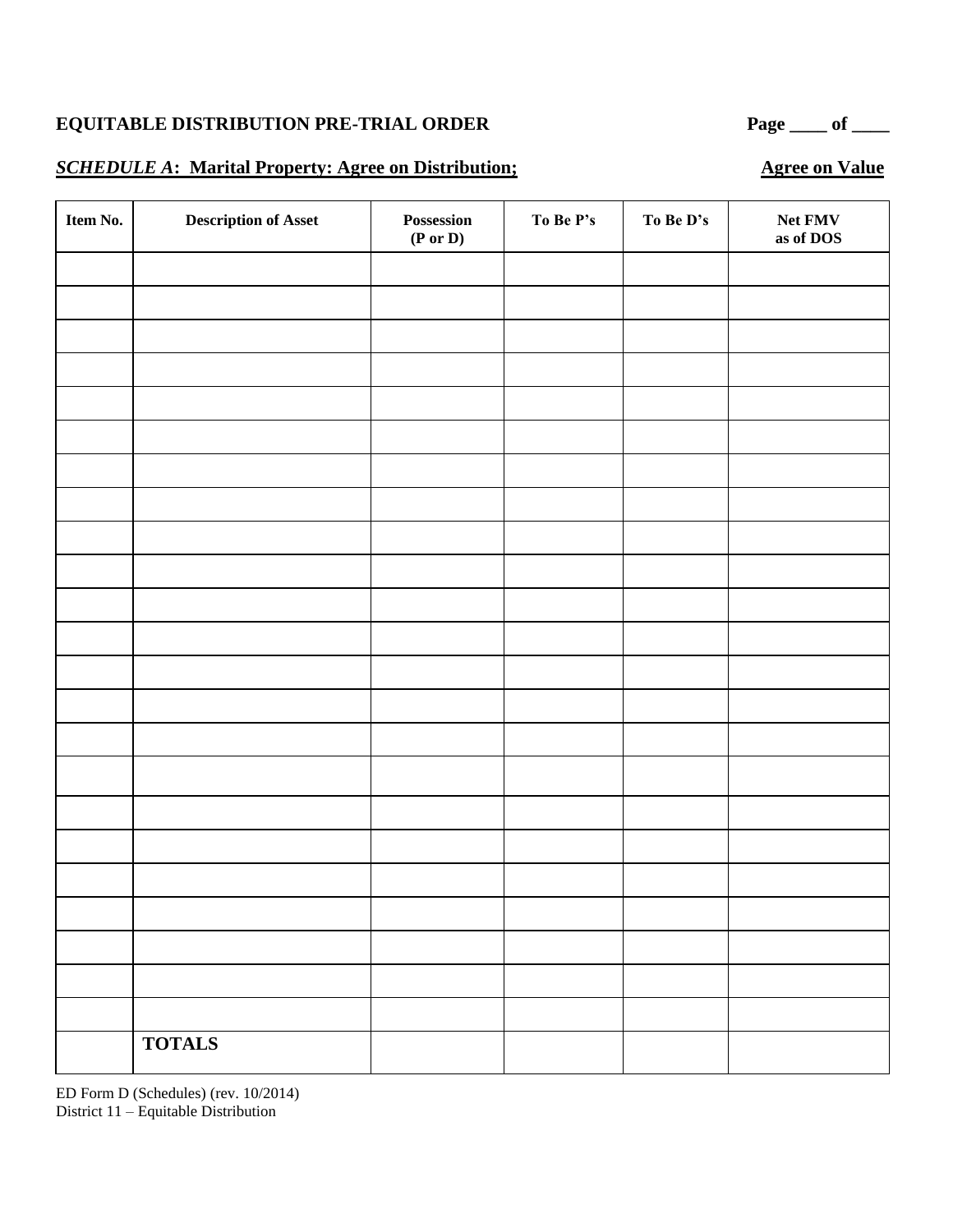**EQUITABLE DISTRIBUTION PRE-TRIAL ORDER** **Page ____ of ____**

***SCHEDULE A*: Marital Property: Agree on Distribution;** **Agree on Value**

| Item No. | Description of Asset | Possession (P or D) | To Be P's | To Be D's | Net FMV as of DOS |
|---|---|---|---|---|---|
| | | | | | |
| | | | | | |
| | | | | | |
| | | | | | |
| | | | | | |
| | | | | | |
| | | | | | |
| | | | | | |
| | | | | | |
| | | | | | |
| | | | | | |
| | | | | | |
| | | | | | |
| | | | | | |
| | | | | | |
| | | | | | |
| | | | | | |
| | | | | | |
| | | | | | |
| | | | | | |
| | | | | | |
| | | | | | |
| | | | | | |
| | **TOTALS** | | | | |

ED Form D (Schedules) (rev. 10/2014)
District 11 – Equitable Distribution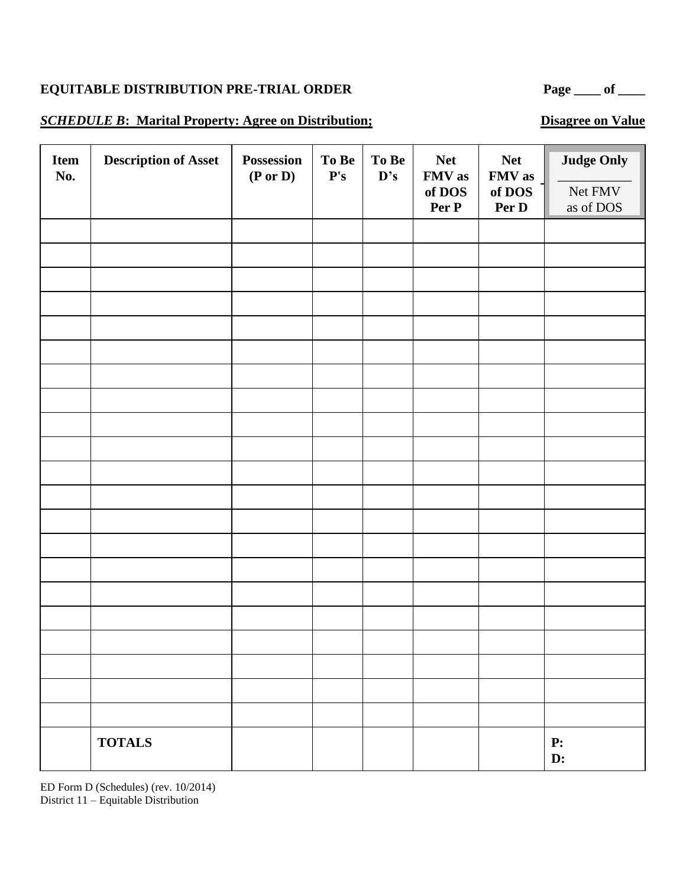**EQUITABLE DISTRIBUTION PRE-TRIAL ORDER** **Page ____ of ____**

***SCHEDULE B*: Marital Property: Agree on Distribution;** **Disagree on Value**

| Item No. | Description of Asset | Possession (P or D) | To Be P's | To Be D's | Net FMV as of DOS Per P | Net FMV as of DOS Per D | Judge Only ___________ Net FMV as of DOS |
|---|---|---|---|---|---|---|---|
| | | | | | | | |
| | | | | | | | |
| | | | | | | | |
| | | | | | | | |
| | | | | | | | |
| | | | | | | | |
| | | | | | | | |
| | | | | | | | |
| | | | | | | | |
| | | | | | | | |
| | | | | | | | |
| | | | | | | | |
| | | | | | | | |
| | | | | | | | |
| | | | | | | | |
| | | | | | | | |
| | | | | | | | |
| | | | | | | | |
| | | | | | | | |
| | | | | | | | |
| | | | | | | | |
| | **TOTALS** | | | | | | **P:** **D:** |

ED Form D (Schedules) (rev. 10/2014)
District 11 – Equitable Distribution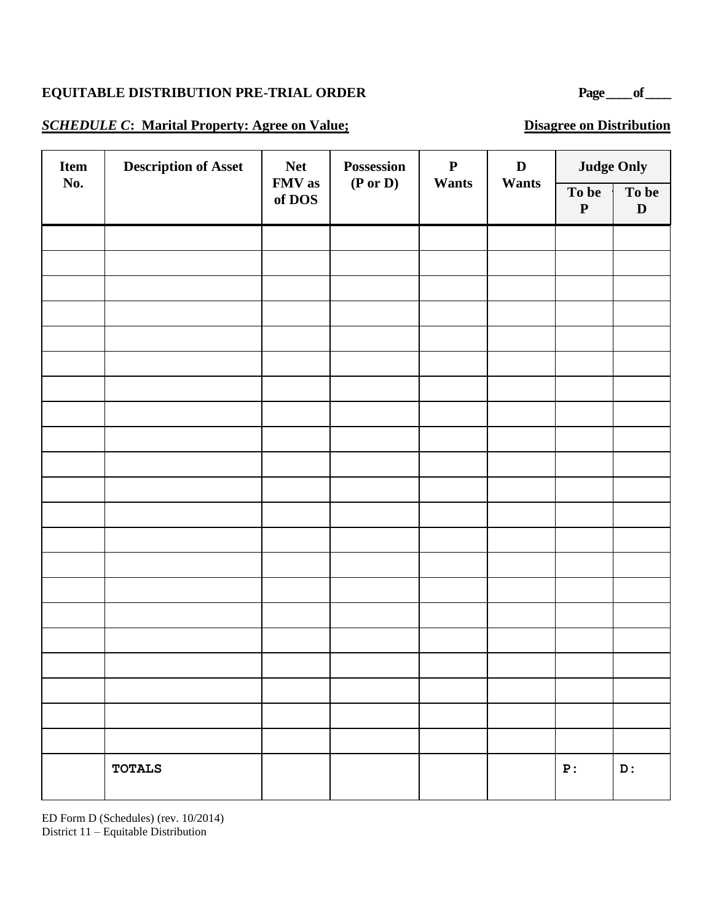**EQUITABLE DISTRIBUTION PRE-TRIAL ORDER** Page____of____

***SCHEDULE C*: Marital Property: Agree on Value; Disagree on Distribution**

| Item No. | Description of Asset | Net FMV as of DOS | Possession (P or D) | P Wants | D Wants | Judge Only | |
|---|---|---|---|---|---|---|---|
| | | | | | | To be P | To be D |
| | | | | | | | |
| | | | | | | | |
| | | | | | | | |
| | | | | | | | |
| | | | | | | | |
| | | | | | | | |
| | | | | | | | |
| | | | | | | | |
| | | | | | | | |
| | | | | | | | |
| | | | | | | | |
| | | | | | | | |
| | | | | | | | |
| | | | | | | | |
| | | | | | | | |
| | | | | | | | |
| | | | | | | | |
| | | | | | | | |
| | | | | | | | |
| | | | | | | | |
| | | | | | | | |
| | TOTALS | | | | | P: | D: |

ED Form D (Schedules) (rev. 10/2014)
District 11 – Equitable Distribution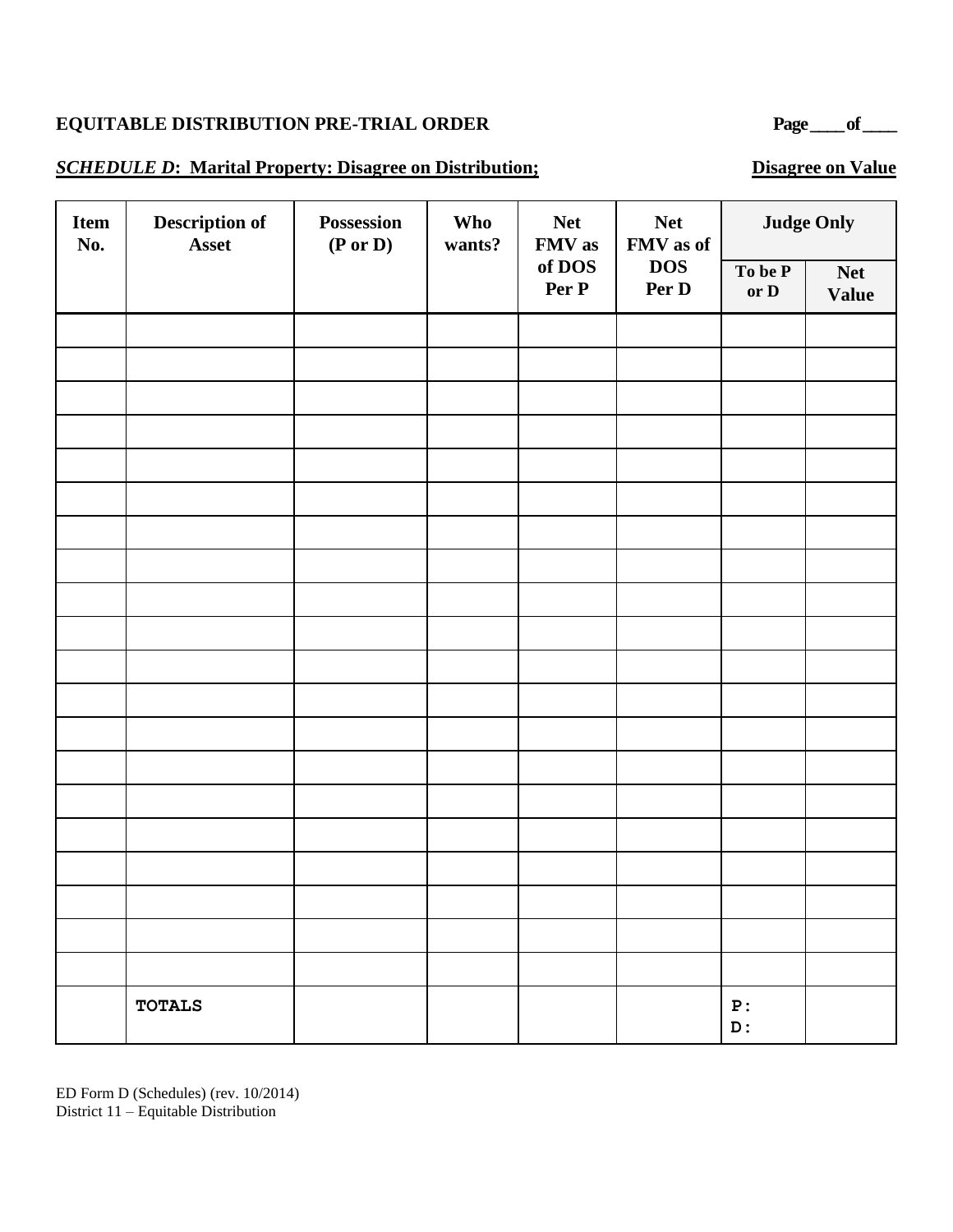**EQUITABLE DISTRIBUTION PRE-TRIAL ORDER** **Page ____ of ____**

***SCHEDULE D*: Marital Property: Disagree on Distribution;** **Disagree on Value**

| Item No. | Description of Asset | Possession (P or D) | Who wants? | Net FMV as of DOS Per P | Net FMV as of DOS Per D | Judge Only | |
|---|---|---|---|---|---|---|---|
| | | | | | | To be P or D | Net Value |
| | | | | | | | |
| | | | | | | | |
| | | | | | | | |
| | | | | | | | |
| | | | | | | | |
| | | | | | | | |
| | | | | | | | |
| | | | | | | | |
| | | | | | | | |
| | | | | | | | |
| | | | | | | | |
| | | | | | | | |
| | | | | | | | |
| | | | | | | | |
| | | | | | | | |
| | | | | | | | |
| | | | | | | | |
| | | | | | | | |
| | | | | | | | |
| | | | | | | | |
| | TOTALS | | | | | P:<br>D: | |

ED Form D (Schedules) (rev. 10/2014)
District 11 – Equitable Distribution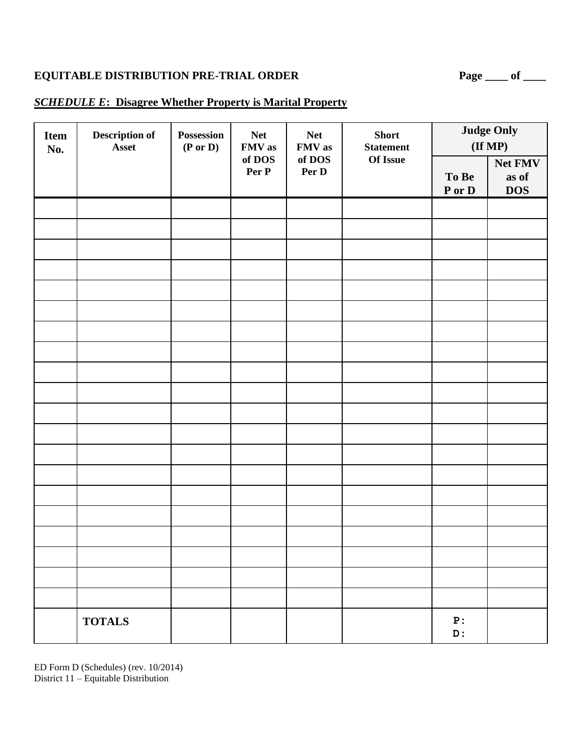**EQUITABLE DISTRIBUTION PRE-TRIAL ORDER** **Page ____ of ____**

***SCHEDULE E*: Disagree Whether Property is Marital Property**

| Item No. | Description of Asset | Possession (P or D) | Net FMV as of DOS Per P | Net FMV as of DOS Per D | Short Statement Of Issue | Judge Only (If MP) | |
|---|---|---|---|---|---|---|---|
| | | | | | | To Be P or D | Net FMV as of DOS |
| | | | | | | | |
| | | | | | | | |
| | | | | | | | |
| | | | | | | | |
| | | | | | | | |
| | | | | | | | |
| | | | | | | | |
| | | | | | | | |
| | | | | | | | |
| | | | | | | | |
| | | | | | | | |
| | | | | | | | |
| | | | | | | | |
| | | | | | | | |
| | | | | | | | |
| | | | | | | | |
| | | | | | | | |
| | | | | | | | |
| | | | | | | | |
| | | | | | | | |
| | **TOTALS** | | | | | P:<br>D: | |

ED Form D (Schedules) (rev. 10/2014)
District 11 – Equitable Distribution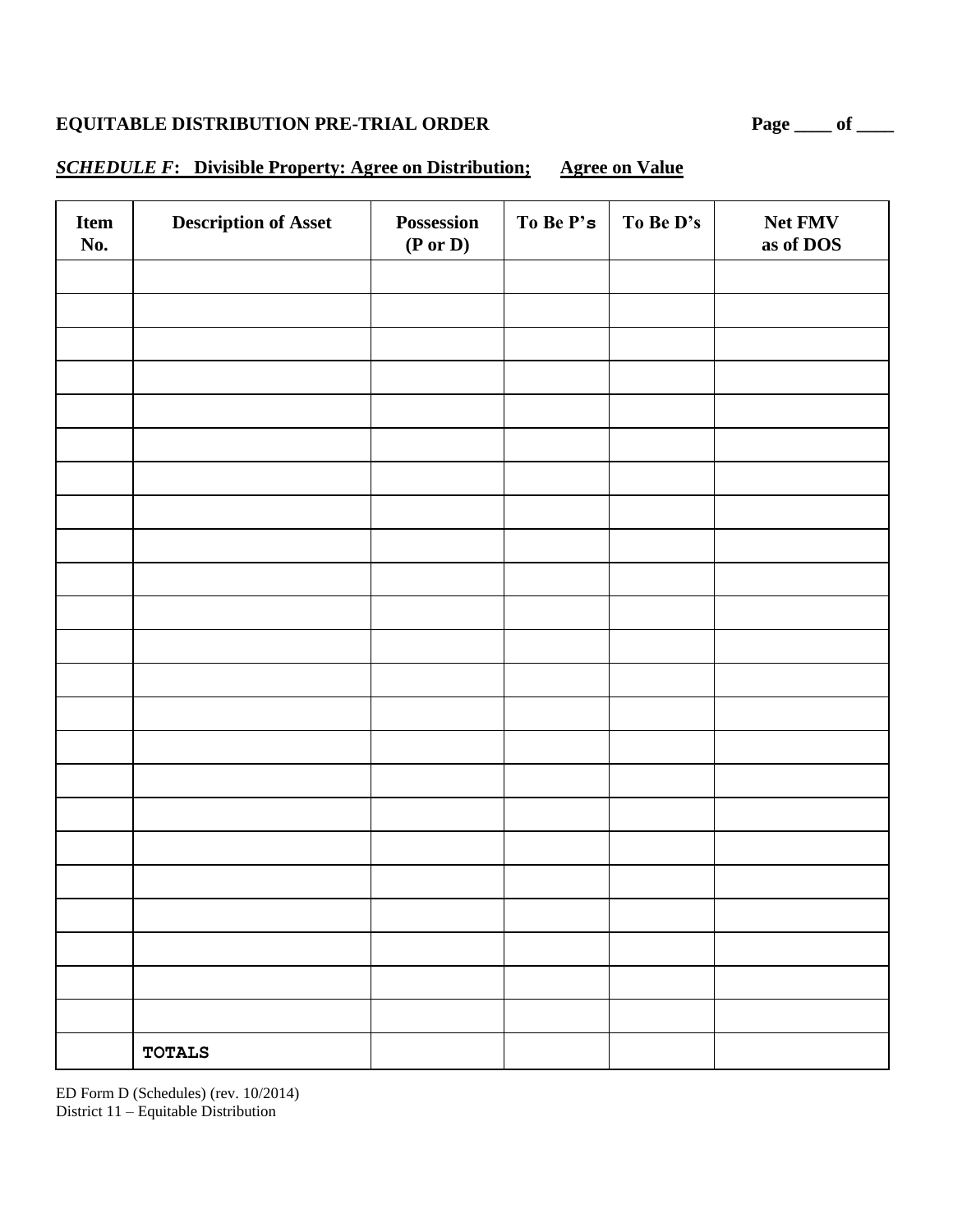**EQUITABLE DISTRIBUTION PRE-TRIAL ORDER**

***SCHEDULE F*: Divisible Property: Agree on Distribution; Agree on Value**

| Item No. | Description of Asset | Possession (P or D) | To Be P's | To Be D's | Net FMV as of DOS |
|---|---|---|---|---|---|
| | | | | | |
| | | | | | |
| | | | | | |
| | | | | | |
| | | | | | |
| | | | | | |
| | | | | | |
| | | | | | |
| | | | | | |
| | | | | | |
| | | | | | |
| | | | | | |
| | | | | | |
| | | | | | |
| | | | | | |
| | | | | | |
| | | | | | |
| | | | | | |
| | | | | | |
| | | | | | |
| | | | | | |
| | | | | | |
| | | | | | |
| | **TOTALS** | | | | |

ED Form D (Schedules) (rev. 10/2014)
District 11 – Equitable Distribution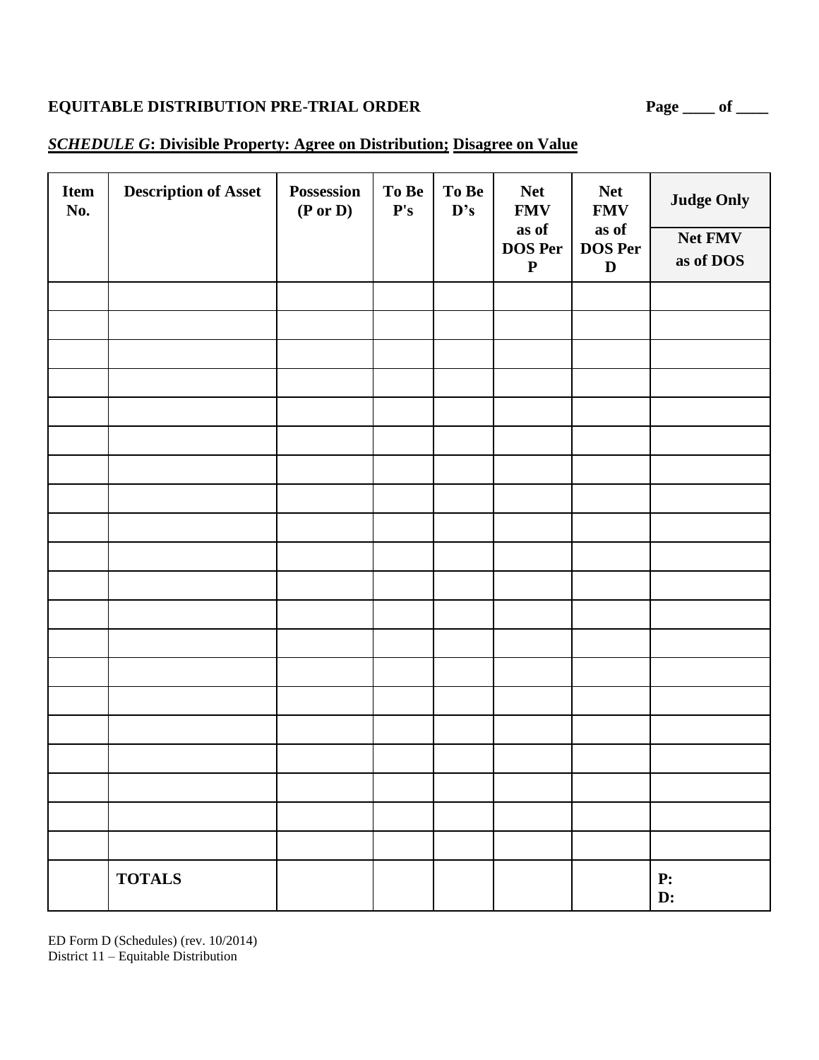**EQUITABLE DISTRIBUTION PRE-TRIAL ORDER** **Page ____ of ____**

***SCHEDULE G*: Divisible Property: Agree on Distribution; Disagree on Value**

| Item No. | Description of Asset | Possession (P or D) | To Be P's | To Be D's | Net FMV as of DOS Per P | Net FMV as of DOS Per D | Judge Only |
|---|---|---|---|---|---|---|---|
| | | | | | | | Net FMV as of DOS |
| | | | | | | | |
| | | | | | | | |
| | | | | | | | |
| | | | | | | | |
| | | | | | | | |
| | | | | | | | |
| | | | | | | | |
| | | | | | | | |
| | | | | | | | |
| | | | | | | | |
| | | | | | | | |
| | | | | | | | |
| | | | | | | | |
| | | | | | | | |
| | | | | | | | |
| | | | | | | | |
| | | | | | | | |
| | | | | | | | |
| | | | | | | | |
| | | | | | | | |
| | **TOTALS** | | | | | | **P:** **D:** |

ED Form D (Schedules) (rev. 10/2014)
District 11 – Equitable Distribution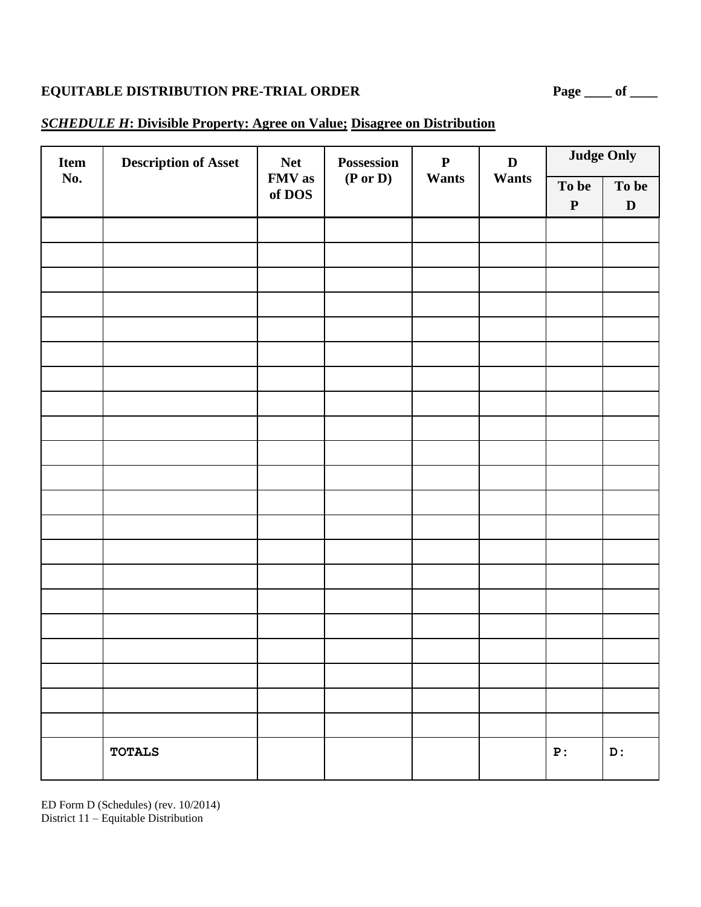**EQUITABLE DISTRIBUTION PRE-TRIAL ORDER**

***SCHEDULE H*: Divisible Property: Agree on Value; Disagree on Distribution**

| Item No. | Description of Asset | Net FMV as of DOS | Possession (P or D) | P Wants | D Wants | Judge Only | |
|---|---|---|---|---|---|---|---|
| | | | | | | To be P | To be D |
| | | | | | | | |
| | | | | | | | |
| | | | | | | | |
| | | | | | | | |
| | | | | | | | |
| | | | | | | | |
| | | | | | | | |
| | | | | | | | |
| | | | | | | | |
| | | | | | | | |
| | | | | | | | |
| | | | | | | | |
| | | | | | | | |
| | | | | | | | |
| | | | | | | | |
| | | | | | | | |
| | | | | | | | |
| | | | | | | | |
| | | | | | | | |
| | | | | | | | |
| | | | | | | | |
| | TOTALS | | | | | P: | D: |

ED Form D (Schedules) (rev. 10/2014)
District 11 – Equitable Distribution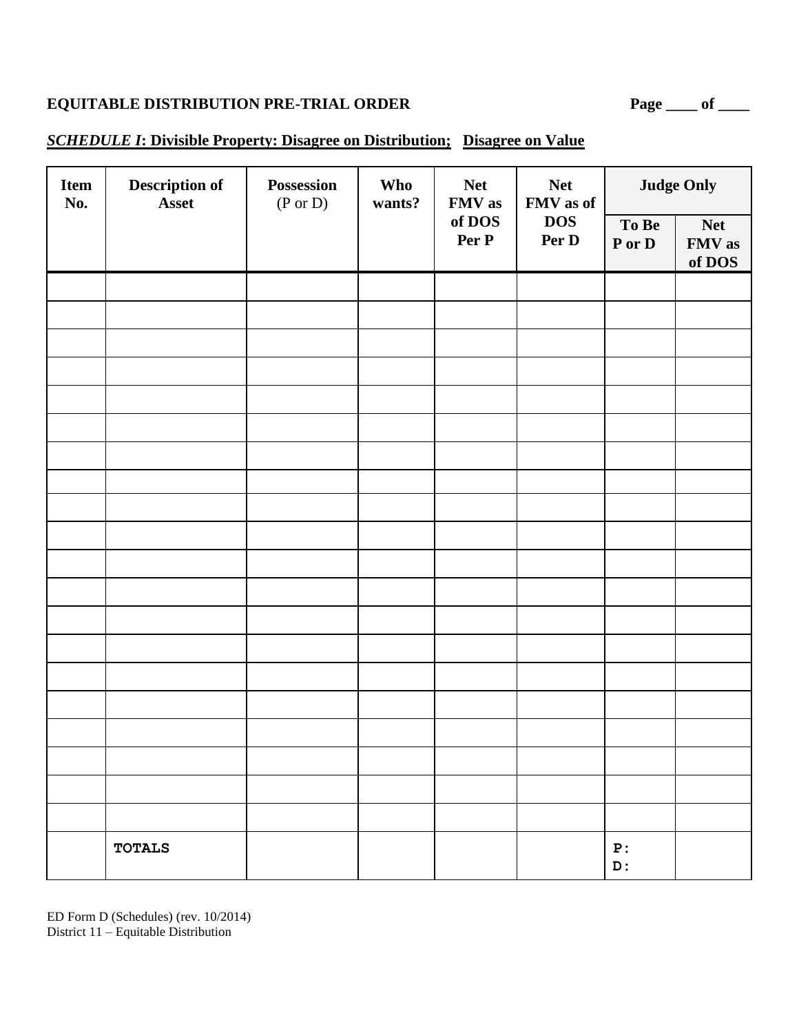**EQUITABLE DISTRIBUTION PRE-TRIAL ORDER** **Page ____ of ____**

***SCHEDULE I*: Divisible Property: Disagree on Distribution; Disagree on Value**

| Item No. | Description of Asset | Possession (P or D) | Who wants? | Net FMV as of DOS Per P | Net FMV as of DOS Per D | Judge Only | |
|---|---|---|---|---|---|---|---|
| | | | | | | To Be P or D | Net FMV as of DOS |
| | | | | | | | |
| | | | | | | | |
| | | | | | | | |
| | | | | | | | |
| | | | | | | | |
| | | | | | | | |
| | | | | | | | |
| | | | | | | | |
| | | | | | | | |
| | | | | | | | |
| | | | | | | | |
| | | | | | | | |
| | | | | | | | |
| | | | | | | | |
| | | | | | | | |
| | | | | | | | |
| | | | | | | | |
| | | | | | | | |
| | | | | | | | |
| | | | | | | | |
| | TOTALS | | | | | P: D: | |

ED Form D (Schedules) (rev. 10/2014)
District 11 – Equitable Distribution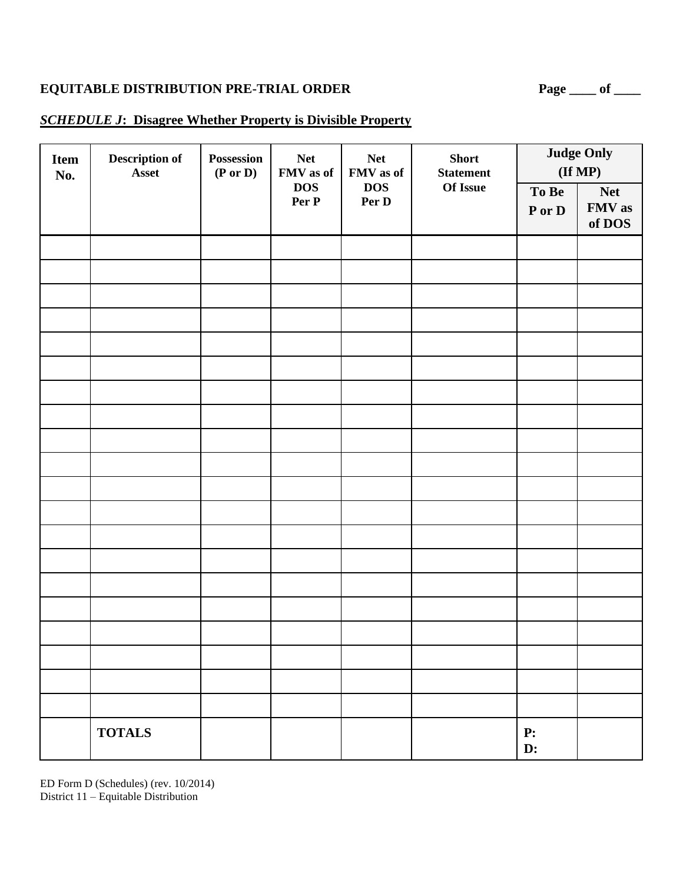**EQUITABLE DISTRIBUTION PRE-TRIAL ORDER** **Page ____ of ____**

***SCHEDULE J*: Disagree Whether Property is Divisible Property**

| Item No. | Description of Asset | Possession (P or D) | Net FMV as of DOS Per P | Net FMV as of DOS Per D | Short Statement Of Issue | Judge Only (If MP) | |
|---|---|---|---|---|---|---|---|
| | | | | | | To Be P or D | Net FMV as of DOS |
| | | | | | | | |
| | | | | | | | |
| | | | | | | | |
| | | | | | | | |
| | | | | | | | |
| | | | | | | | |
| | | | | | | | |
| | | | | | | | |
| | | | | | | | |
| | | | | | | | |
| | | | | | | | |
| | | | | | | | |
| | | | | | | | |
| | | | | | | | |
| | | | | | | | |
| | | | | | | | |
| | | | | | | | |
| | | | | | | | |
| | | | | | | | |
| | | | | | | | |
| | **TOTALS** | | | | | **P:** **D:** | |

ED Form D (Schedules) (rev. 10/2014)
District 11 – Equitable Distribution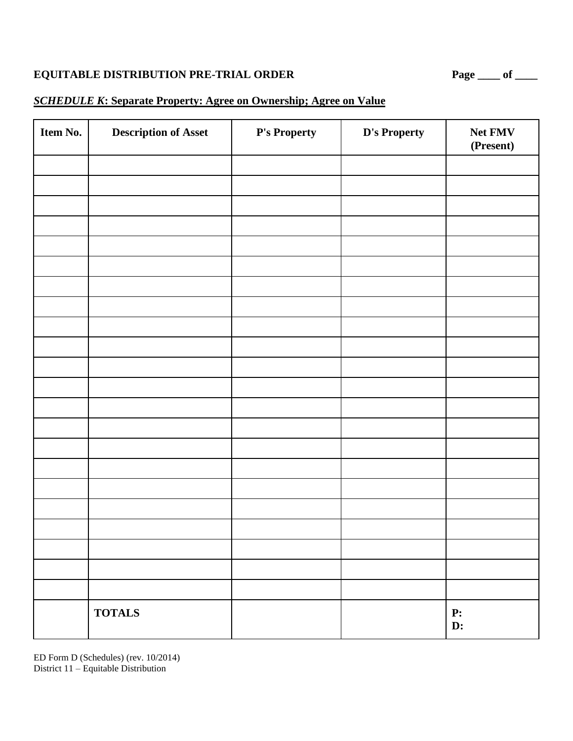**EQUITABLE DISTRIBUTION PRE-TRIAL ORDER**

***SCHEDULE K*: Separate Property: Agree on Ownership; Agree on Value**

| Item No. | Description of Asset | P's Property | D's Property | Net FMV (Present) |
|---|---|---|---|---|
| | | | | |
| | | | | |
| | | | | |
| | | | | |
| | | | | |
| | | | | |
| | | | | |
| | | | | |
| | | | | |
| | | | | |
| | | | | |
| | | | | |
| | | | | |
| | | | | |
| | | | | |
| | | | | |
| | | | | |
| | | | | |
| | | | | |
| | | | | |
| | | | | |
| | | | | |
| | **TOTALS** | | | **P:** <br> **D:** |

ED Form D (Schedules) (rev. 10/2014)
District 11 – Equitable Distribution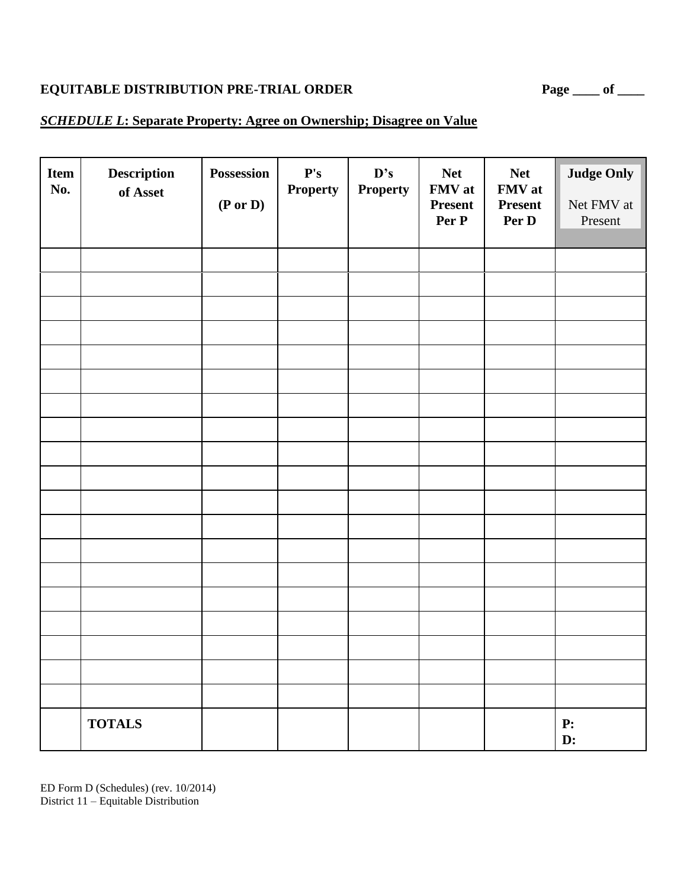**EQUITABLE DISTRIBUTION PRE-TRIAL ORDER** **Page ____ of ____**

***SCHEDULE L*: Separate Property: Agree on Ownership; Disagree on Value**

| Item No. | Description of Asset | Possession (P or D) | P's Property | D's Property | Net FMV at Present Per P | Net FMV at Present Per D | Judge Only Net FMV at Present |
|---|---|---|---|---|---|---|---|
| | | | | | | | |
| | | | | | | | |
| | | | | | | | |
| | | | | | | | |
| | | | | | | | |
| | | | | | | | |
| | | | | | | | |
| | | | | | | | |
| | | | | | | | |
| | | | | | | | |
| | | | | | | | |
| | | | | | | | |
| | | | | | | | |
| | | | | | | | |
| | | | | | | | |
| | | | | | | | |
| | | | | | | | |
| | | | | | | | |
| | | | | | | | |
| | **TOTALS** | | | | | | **P:** **D:** |

ED Form D (Schedules) (rev. 10/2014)
District 11 – Equitable Distribution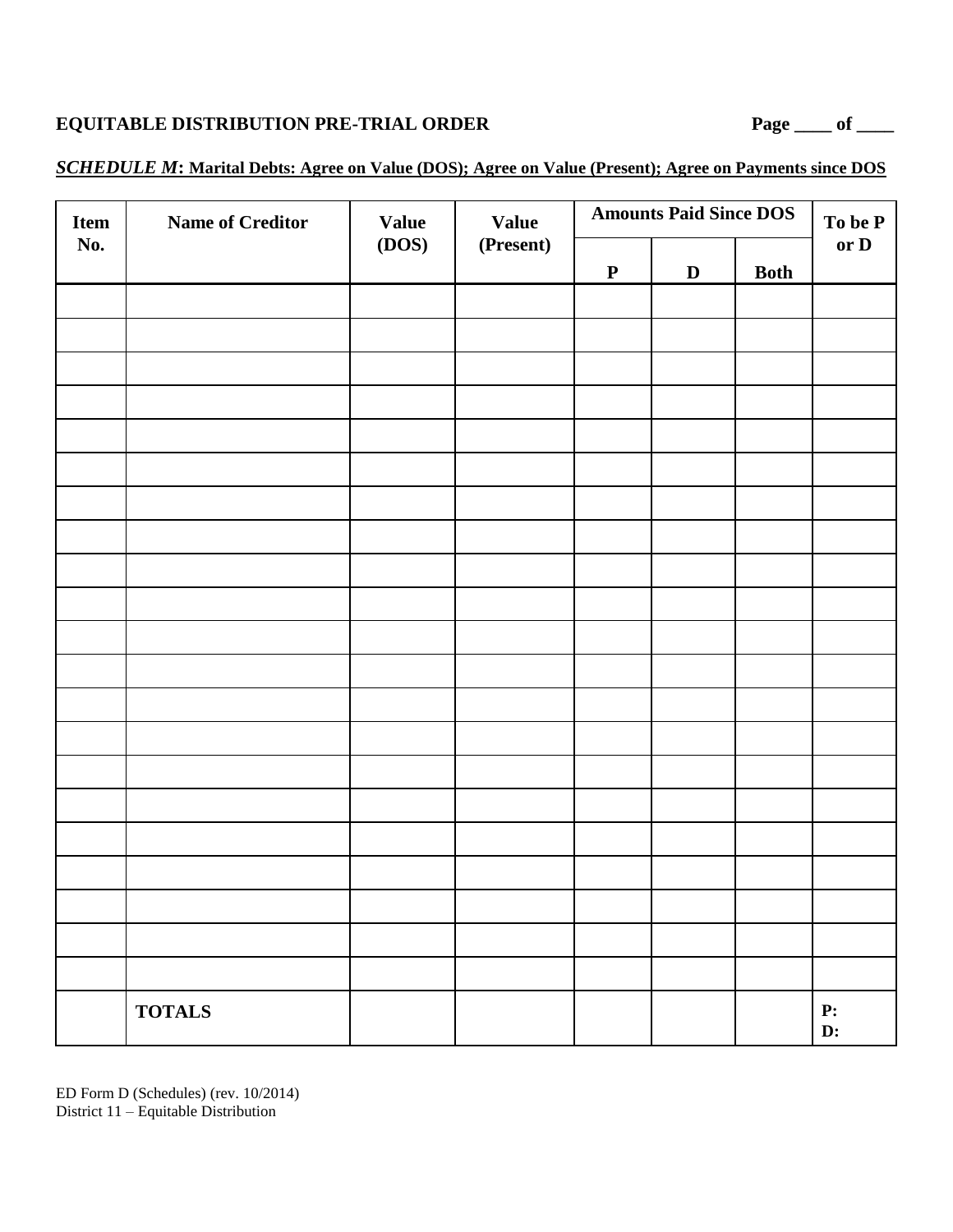**EQUITABLE DISTRIBUTION PRE-TRIAL ORDER** **Page ____ of ____**

***SCHEDULE M*: Marital Debts: Agree on Value (DOS); Agree on Value (Present); Agree on Payments since DOS**

| Item No. | Name of Creditor | Value (DOS) | Value (Present) | Amounts Paid Since DOS | | | To be P or D |
|---|---|---|---|---|---|---|---|
| | | | | P | D | Both | |
| | | | | | | | |
| | | | | | | | |
| | | | | | | | |
| | | | | | | | |
| | | | | | | | |
| | | | | | | | |
| | | | | | | | |
| | | | | | | | |
| | | | | | | | |
| | | | | | | | |
| | | | | | | | |
| | | | | | | | |
| | | | | | | | |
| | | | | | | | |
| | | | | | | | |
| | | | | | | | |
| | | | | | | | |
| | | | | | | | |
| | | | | | | | |
| | | | | | | | |
| | | | | | | | |
| | **TOTALS** | | | | | | **P:** **D:** |

ED Form D (Schedules) (rev. 10/2014)
District 11 – Equitable Distribution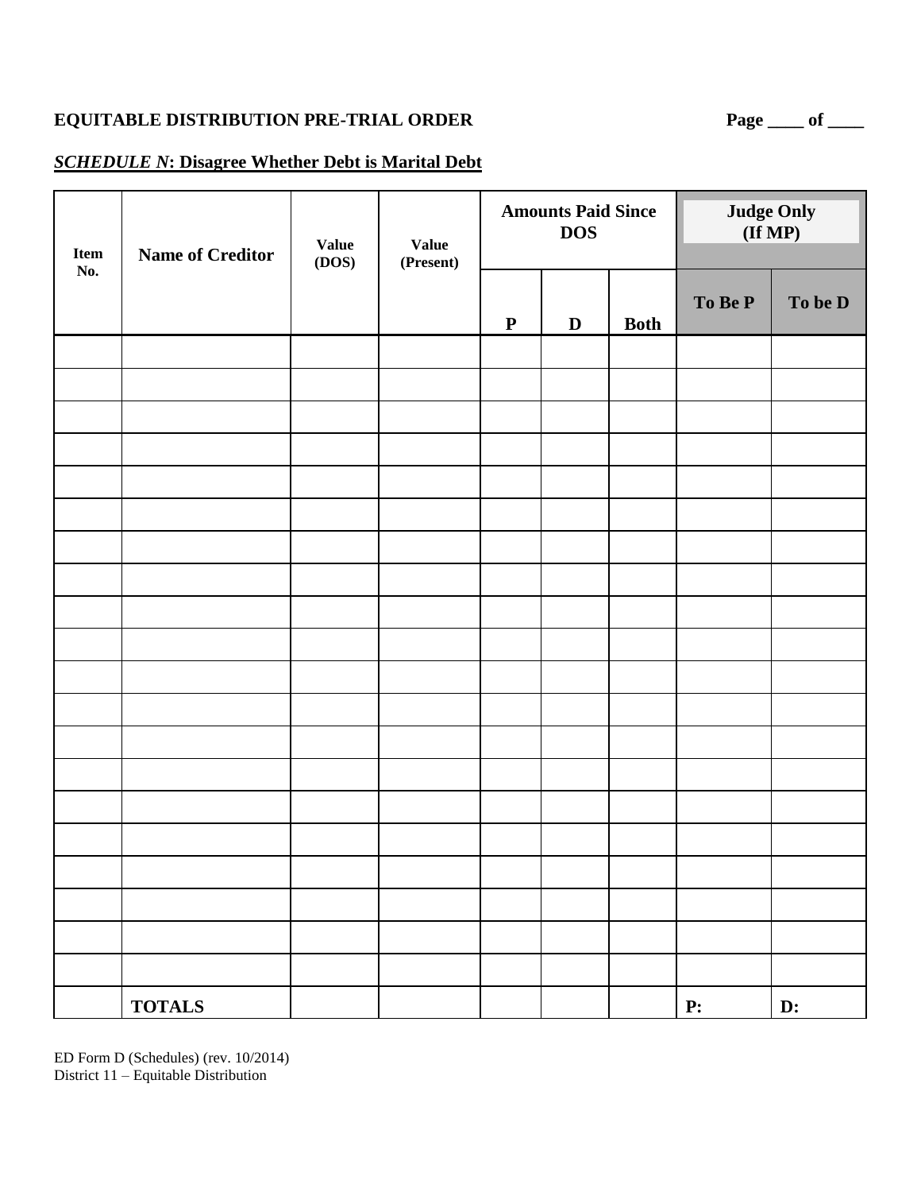**EQUITABLE DISTRIBUTION PRE-TRIAL ORDER**

***SCHEDULE N*: Disagree Whether Debt is Marital Debt**

| Item No. | Name of Creditor | Value (DOS) | Value (Present) | Amounts Paid Since DOS | | | Judge Only (If MP) | |
|---|---|---|---|---|---|---|---|---|
| | | | | P | D | Both | To Be P | To be D |
| | | | | | | | | |
| | | | | | | | | |
| | | | | | | | | |
| | | | | | | | | |
| | | | | | | | | |
| | | | | | | | | |
| | | | | | | | | |
| | | | | | | | | |
| | | | | | | | | |
| | | | | | | | | |
| | | | | | | | | |
| | | | | | | | | |
| | | | | | | | | |
| | | | | | | | | |
| | | | | | | | | |
| | | | | | | | | |
| | | | | | | | | |
| | | | | | | | | |
| | | | | | | | | |
| | | | | | | | | |
| | **TOTALS** | | | | | | **P:** | **D:** |

ED Form D (Schedules) (rev. 10/2014)
District 11 – Equitable Distribution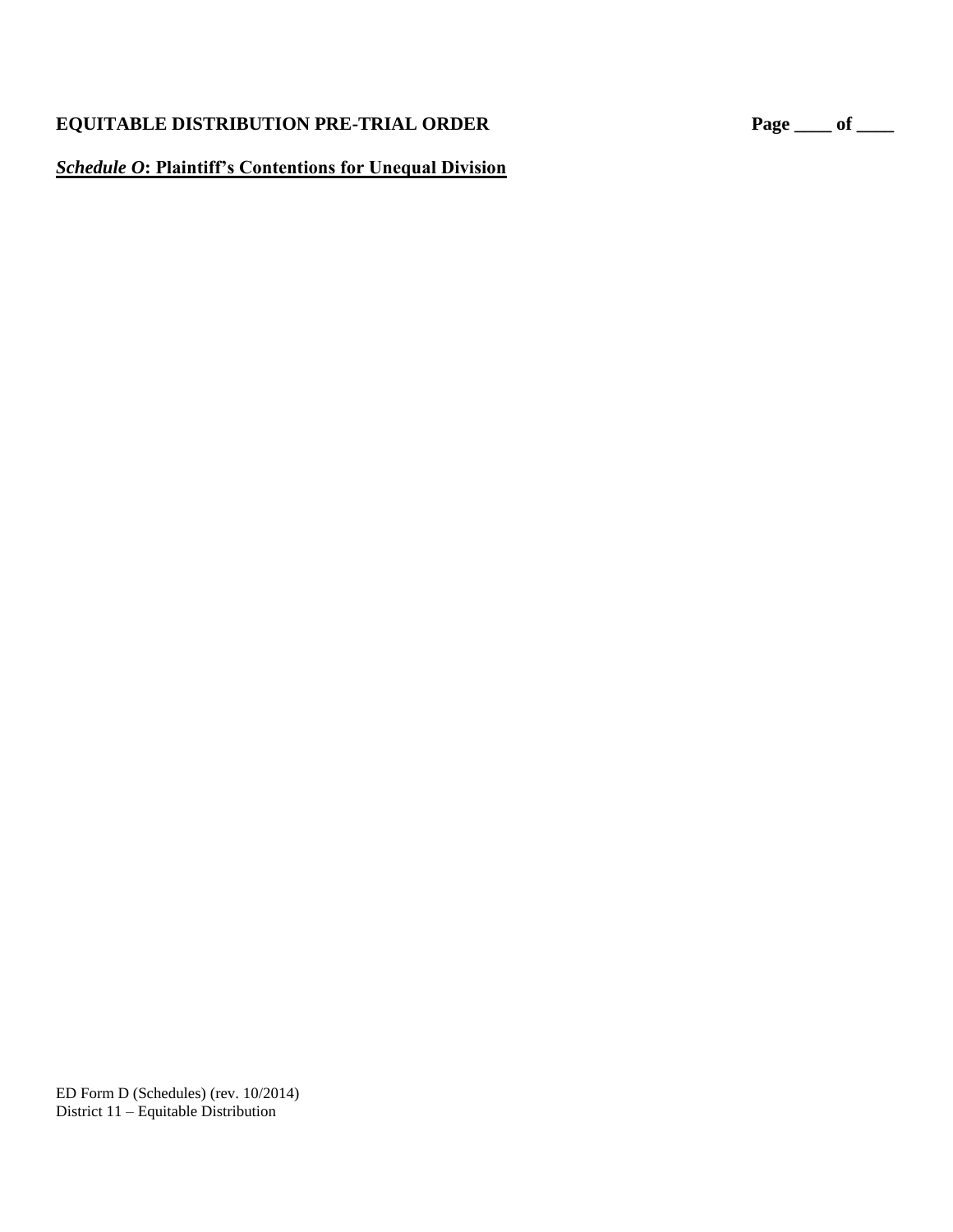**EQUITABLE DISTRIBUTION PRE-TRIAL ORDER**

***Schedule O*: Plaintiff's Contentions for Unequal Division**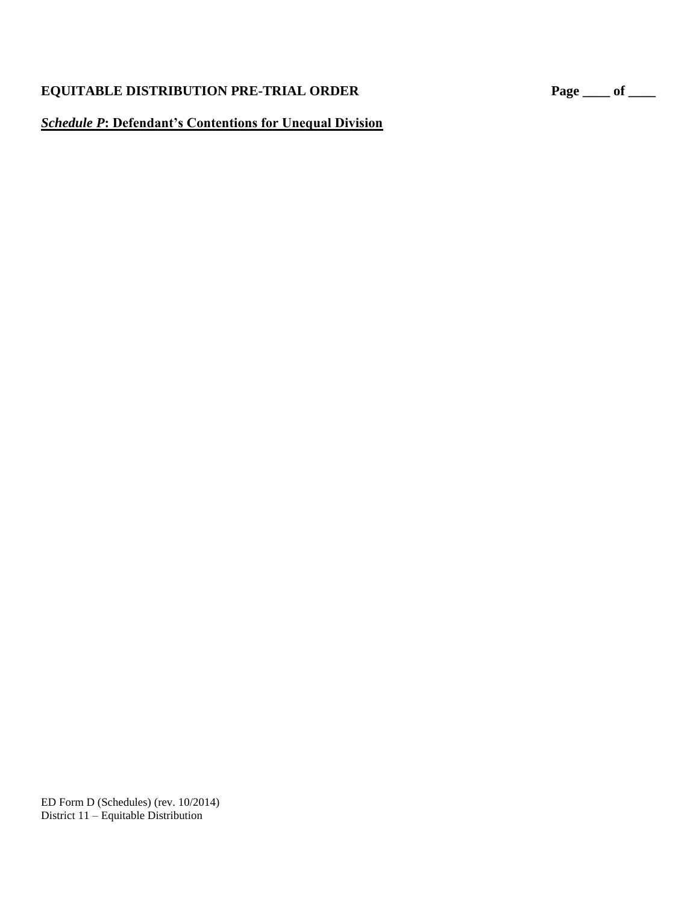**EQUITABLE DISTRIBUTION PRE-TRIAL ORDER**

***Schedule P*: Defendant's Contentions for Unequal Division**